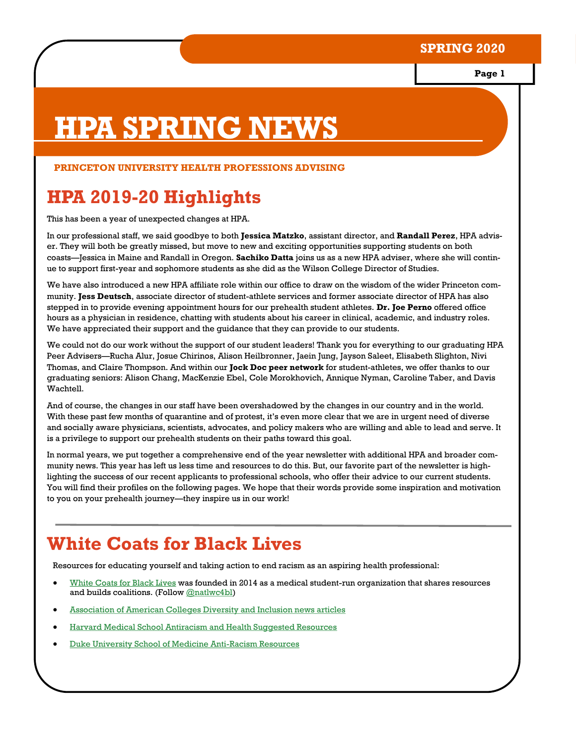# HPA SPRING NEWS

**PRINCETON UNIVERSITY HEALTH PROFESSIONS ADVISING**

## HPA 2019-20 Highlights

This has been a year of unexpected changes at HPA.

In our professional staff, we said goodbye to both **Jessica Matzko**, assistant director, and **Randall Perez**, HPA adviser. They will both be greatly missed, but move to new and exciting opportunities supporting students on both coasts—Jessica in Maine and Randall in Oregon. **Sachiko Datta** joins us as a new HPA adviser, where she will continue to support first-year and sophomore students as she did as the Wilson College Director of Studies.

We have also introduced a new HPA affiliate role within our office to draw on the wisdom of the wider Princeton community. **Jess Deutsch**, associate director of student-athlete services and former associate director of HPA has also stepped in to provide evening appointment hours for our prehealth student athletes. **Dr. Joe Perno** offered office hours as a physician in residence, chatting with students about his career in clinical, academic, and industry roles. We have appreciated their support and the guidance that they can provide to our students.

We could not do our work without the support of our student leaders! Thank you for everything to our graduating HPA Peer Advisers—Rucha Alur, Josue Chirinos, Alison Heilbronner, Jaein Jung, Jayson Saleet, Elisabeth Slighton, Nivi Thomas, and Claire Thompson. And within our **Jock Doc peer network** for student-athletes, we offer thanks to our graduating seniors: Alison Chang, MacKenzie Ebel, Cole Morokhovich, Annique Nyman, Caroline Taber, and Davis Wachtell.

And of course, the changes in our staff have been overshadowed by the changes in our country and in the world. With these past few months of quarantine and of protest, it's even more clear that we are in urgent need of diverse and socially aware physicians, scientists, advocates, and policy makers who are willing and able to lead and serve. It is a privilege to support our prehealth students on their paths toward this goal.

In normal years, we put together a comprehensive end of the year newsletter with additional HPA and broader community news. This year has left us less time and resources to do this. But, our favorite part of the newsletter is highlighting the success of our recent applicants to professional schools, who offer their advice to our current students. You will find their profiles on the following pages. We hope that their words provide some inspiration and motivation to you on your prehealth journey—they inspire us in our work!

## White Coats for Black Lives

Resources for educating yourself and taking action to end racism as an aspiring health professional:

- White Coats for Black Lives was founded in 2014 as a medical student-run organization that shares resources and builds coalitions. (Follow @natlwc4bl)
- Association of American Colleges Diversity and Inclusion news articles
- Harvard Medical School Antiracism and Health Suggested Resources
- Duke University School of Medicine Anti-Racism Resources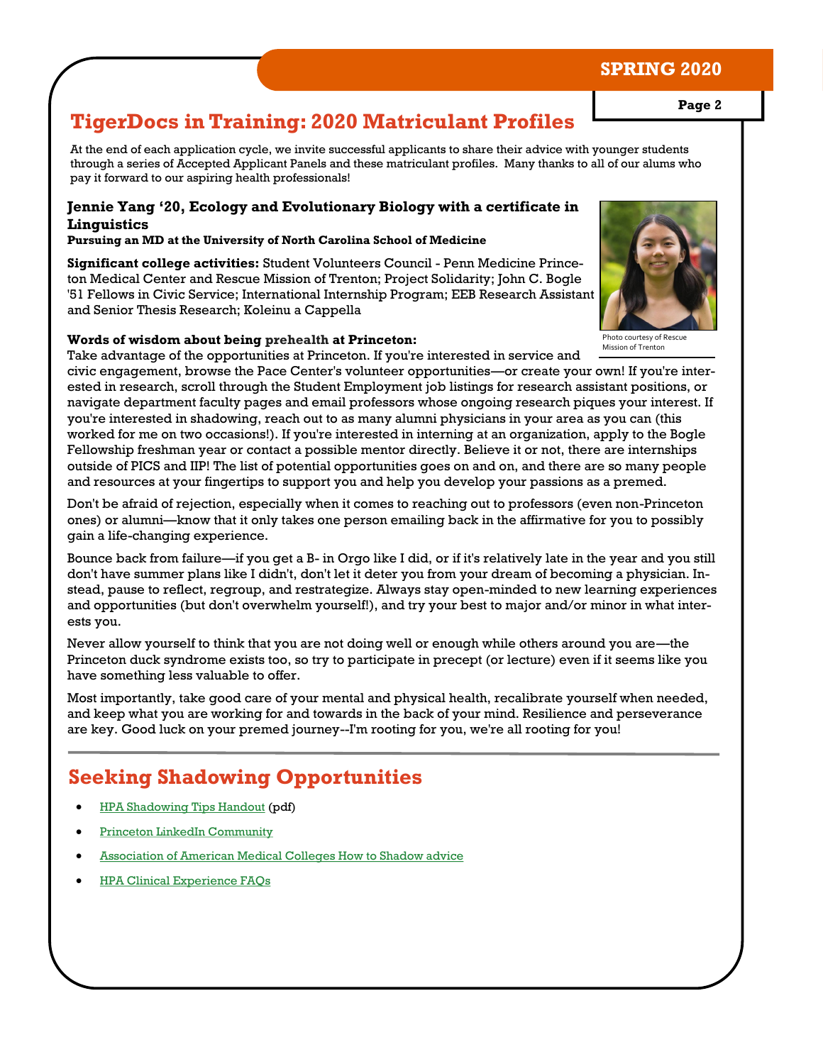## TigerDocs in Training: 2020 Matriculant Profiles

At the end of each application cycle, we invite successful applicants to share their advice with younger students through a series of Accepted Applicant Panels and these matriculant profiles. Many thanks to all of our alums who pay it forward to our aspiring health professionals!

### Jennie Yang '20, Ecology and Evolutionary Biology with a certificate in Linguistics

**Pursuing an MD at the University of North Carolina School of Medicine**

**Significant college activities:** Student Volunteers Council - Penn Medicine Princeton Medical Center and Rescue Mission of Trenton; Project Solidarity; John C. Bogle '51 Fellows in Civic Service; International Internship Program; EEB Research Assistant and Senior Thesis Research; Koleinu a Cappella

Photo courtesy of Rescue Mission of Trenton

**Words of wisdom about being prehealth at Princeton:**
Take advantage of the opportunities at Princeton. If you're interested in service and civic engagement, browse the Pace Center's volunteer opportunities—or create your own! If you're interested in research, scroll through the Student Employment job listings for research assistant positions, or navigate department faculty pages and email professors whose ongoing research piques your interest. If you're interested in shadowing, reach out to as many alumni physicians in your area as you can (this worked for me on two occasions!). If you're interested in interning at an organization, apply to the Bogle Fellowship freshman year or contact a possible mentor directly. Believe it or not, there are internships outside of PICS and IIP! The list of potential opportunities goes on and on, and there are so many people and resources at your fingertips to support you and help you develop your passions as a premed.

Don't be afraid of rejection, especially when it comes to reaching out to professors (even non-Princeton ones) or alumni—know that it only takes one person emailing back in the affirmative for you to possibly gain a life-changing experience.

Bounce back from failure—if you get a B- in Orgo like I did, or if it's relatively late in the year and you still don't have summer plans like I didn't, don't let it deter you from your dream of becoming a physician. Instead, pause to reflect, regroup, and restrategize. Always stay open-minded to new learning experiences and opportunities (but don't overwhelm yourself!), and try your best to major and/or minor in what interests you.

Never allow yourself to think that you are not doing well or enough while others around you are—the Princeton duck syndrome exists too, so try to participate in precept (or lecture) even if it seems like you have something less valuable to offer.

Most importantly, take good care of your mental and physical health, recalibrate yourself when needed, and keep what you are working for and towards in the back of your mind. Resilience and perseverance are key. Good luck on your premed journey--I'm rooting for you, we're all rooting for you!

---

## Seeking Shadowing Opportunities

- HPA Shadowing Tips Handout (pdf)
- Princeton LinkedIn Community
- Association of American Medical Colleges How to Shadow advice
- HPA Clinical Experience FAQs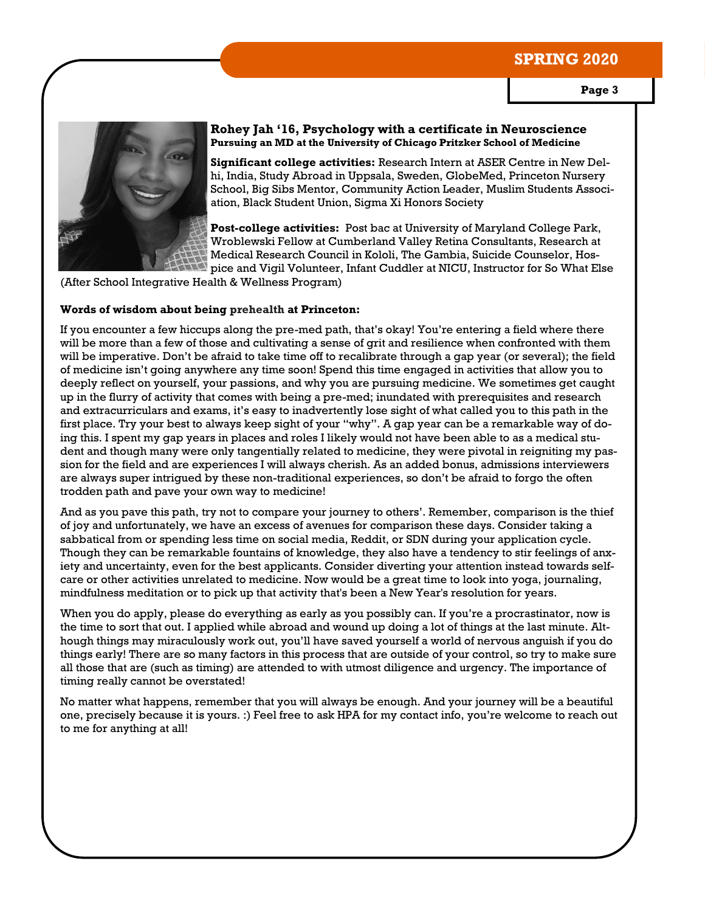### Rohey Jah '16, Psychology with a certificate in Neuroscience

**Pursuing an MD at the University of Chicago Pritzker School of Medicine**

**Significant college activities:** Research Intern at ASER Centre in New Delhi, India, Study Abroad in Uppsala, Sweden, GlobeMed, Princeton Nursery School, Big Sibs Mentor, Community Action Leader, Muslim Students Association, Black Student Union, Sigma Xi Honors Society

**Post-college activities:** Post bac at University of Maryland College Park, Wroblewski Fellow at Cumberland Valley Retina Consultants, Research at Medical Research Council in Kololi, The Gambia, Suicide Counselor, Hospice and Vigil Volunteer, Infant Cuddler at NICU, Instructor for So What Else (After School Integrative Health & Wellness Program)

**Words of wisdom about being prehealth at Princeton:**

If you encounter a few hiccups along the pre-med path, that's okay! You're entering a field where there will be more than a few of those and cultivating a sense of grit and resilience when confronted with them will be imperative. Don't be afraid to take time off to recalibrate through a gap year (or several); the field of medicine isn't going anywhere any time soon! Spend this time engaged in activities that allow you to deeply reflect on yourself, your passions, and why you are pursuing medicine. We sometimes get caught up in the flurry of activity that comes with being a pre-med; inundated with prerequisites and research and extracurriculars and exams, it's easy to inadvertently lose sight of what called you to this path in the first place. Try your best to always keep sight of your "why". A gap year can be a remarkable way of doing this. I spent my gap years in places and roles I likely would not have been able to as a medical student and though many were only tangentially related to medicine, they were pivotal in reigniting my passion for the field and are experiences I will always cherish. As an added bonus, admissions interviewers are always super intrigued by these non-traditional experiences, so don't be afraid to forgo the often trodden path and pave your own way to medicine!

And as you pave this path, try not to compare your journey to others'. Remember, comparison is the thief of joy and unfortunately, we have an excess of avenues for comparison these days. Consider taking a sabbatical from or spending less time on social media, Reddit, or SDN during your application cycle. Though they can be remarkable fountains of knowledge, they also have a tendency to stir feelings of anxiety and uncertainty, even for the best applicants. Consider diverting your attention instead towards self-care or other activities unrelated to medicine. Now would be a great time to look into yoga, journaling, mindfulness meditation or to pick up that activity that's been a New Year's resolution for years.

When you do apply, please do everything as early as you possibly can. If you're a procrastinator, now is the time to sort that out. I applied while abroad and wound up doing a lot of things at the last minute. Although things may miraculously work out, you'll have saved yourself a world of nervous anguish if you do things early! There are so many factors in this process that are outside of your control, so try to make sure all those that are (such as timing) are attended to with utmost diligence and urgency. The importance of timing really cannot be overstated!

No matter what happens, remember that you will always be enough. And your journey will be a beautiful one, precisely because it is yours. :) Feel free to ask HPA for my contact info, you're welcome to reach out to me for anything at all!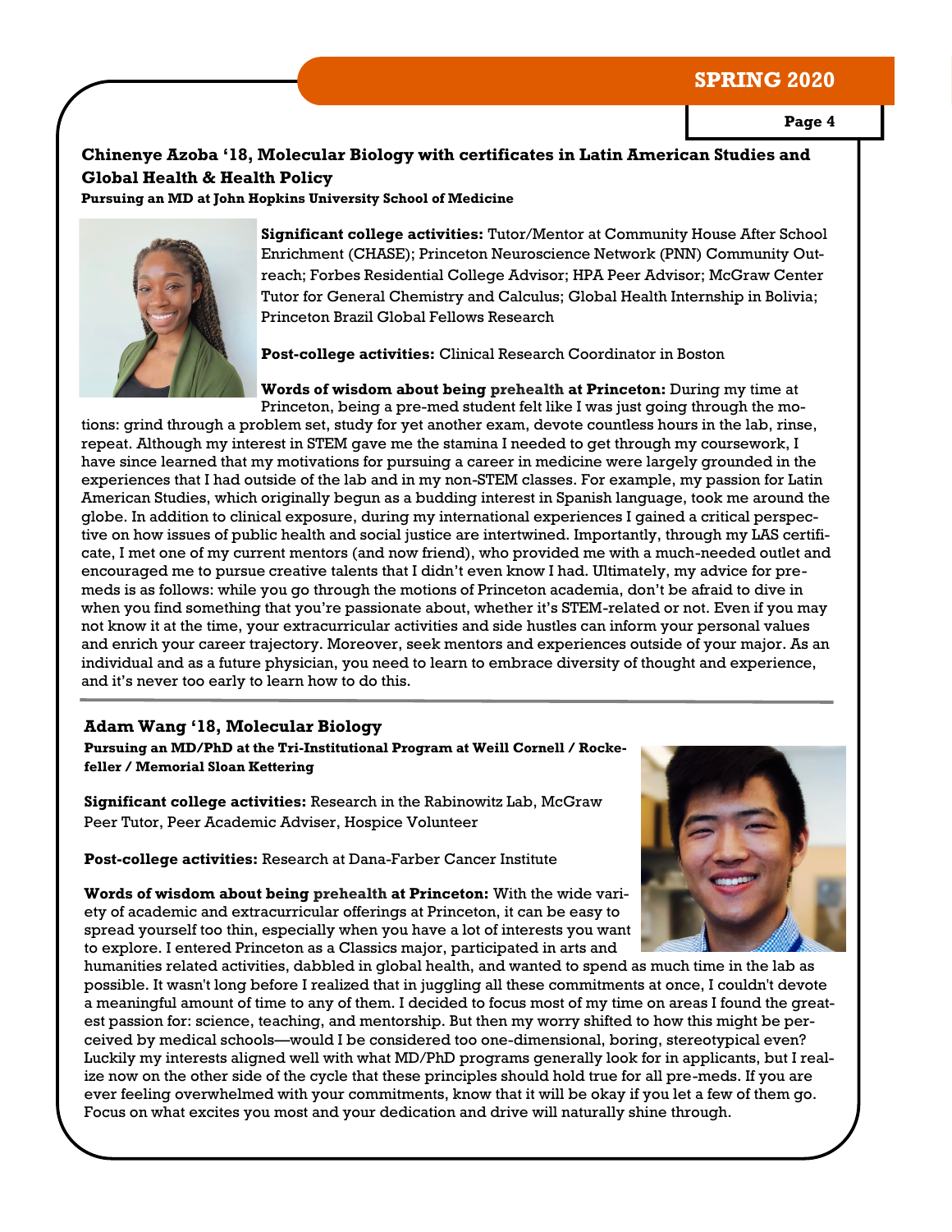## Chinenye Azoba '18, Molecular Biology with certificates in Latin American Studies and Global Health & Health Policy

**Pursuing an MD at John Hopkins University School of Medicine**

**Significant college activities:** Tutor/Mentor at Community House After School Enrichment (CHASE); Princeton Neuroscience Network (PNN) Community Outreach; Forbes Residential College Advisor; HPA Peer Advisor; McGraw Center Tutor for General Chemistry and Calculus; Global Health Internship in Bolivia; Princeton Brazil Global Fellows Research

**Post-college activities:** Clinical Research Coordinator in Boston

**Words of wisdom about being prehealth at Princeton:** During my time at Princeton, being a pre-med student felt like I was just going through the motions: grind through a problem set, study for yet another exam, devote countless hours in the lab, rinse, repeat. Although my interest in STEM gave me the stamina I needed to get through my coursework, I have since learned that my motivations for pursuing a career in medicine were largely grounded in the experiences that I had outside of the lab and in my non-STEM classes. For example, my passion for Latin American Studies, which originally begun as a budding interest in Spanish language, took me around the globe. In addition to clinical exposure, during my international experiences I gained a critical perspective on how issues of public health and social justice are intertwined. Importantly, through my LAS certificate, I met one of my current mentors (and now friend), who provided me with a much-needed outlet and encouraged me to pursue creative talents that I didn't even know I had. Ultimately, my advice for premeds is as follows: while you go through the motions of Princeton academia, don't be afraid to dive in when you find something that you're passionate about, whether it's STEM-related or not. Even if you may not know it at the time, your extracurricular activities and side hustles can inform your personal values and enrich your career trajectory. Moreover, seek mentors and experiences outside of your major. As an individual and as a future physician, you need to learn to embrace diversity of thought and experience, and it's never too early to learn how to do this.

---

## Adam Wang '18, Molecular Biology

**Pursuing an MD/PhD at the Tri-Institutional Program at Weill Cornell / Rockefeller / Memorial Sloan Kettering**

**Significant college activities:** Research in the Rabinowitz Lab, McGraw Peer Tutor, Peer Academic Adviser, Hospice Volunteer

**Post-college activities:** Research at Dana-Farber Cancer Institute

**Words of wisdom about being prehealth at Princeton:** With the wide variety of academic and extracurricular offerings at Princeton, it can be easy to spread yourself too thin, especially when you have a lot of interests you want to explore. I entered Princeton as a Classics major, participated in arts and humanities related activities, dabbled in global health, and wanted to spend as much time in the lab as possible. It wasn't long before I realized that in juggling all these commitments at once, I couldn't devote a meaningful amount of time to any of them. I decided to focus most of my time on areas I found the greatest passion for: science, teaching, and mentorship. But then my worry shifted to how this might be perceived by medical schools—would I be considered too one-dimensional, boring, stereotypical even? Luckily my interests aligned well with what MD/PhD programs generally look for in applicants, but I realize now on the other side of the cycle that these principles should hold true for all pre-meds. If you are ever feeling overwhelmed with your commitments, know that it will be okay if you let a few of them go. Focus on what excites you most and your dedication and drive will naturally shine through.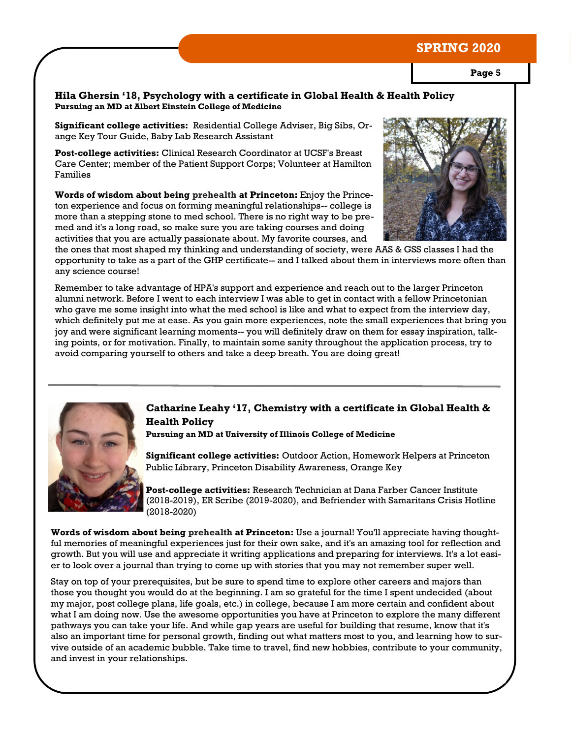### Hila Ghersin '18, Psychology with a certificate in Global Health & Health Policy

**Pursuing an MD at Albert Einstein College of Medicine**

**Significant college activities:** Residential College Adviser, Big Sibs, Orange Key Tour Guide, Baby Lab Research Assistant

**Post-college activities:** Clinical Research Coordinator at UCSF's Breast Care Center; member of the Patient Support Corps; Volunteer at Hamilton Families

**Words of wisdom about being prehealth at Princeton:** Enjoy the Princeton experience and focus on forming meaningful relationships-- college is more than a stepping stone to med school. There is no right way to be premed and it's a long road, so make sure you are taking courses and doing activities that you are actually passionate about. My favorite courses, and the ones that most shaped my thinking and understanding of society, were AAS & GSS classes I had the opportunity to take as a part of the GHP certificate-- and I talked about them in interviews more often than any science course!

Remember to take advantage of HPA's support and experience and reach out to the larger Princeton alumni network. Before I went to each interview I was able to get in contact with a fellow Princetonian who gave me some insight into what the med school is like and what to expect from the interview day, which definitely put me at ease. As you gain more experiences, note the small experiences that bring you joy and were significant learning moments-- you will definitely draw on them for essay inspiration, talking points, or for motivation. Finally, to maintain some sanity throughout the application process, try to avoid comparing yourself to others and take a deep breath. You are doing great!

---

### Catharine Leahy '17, Chemistry with a certificate in Global Health & Health Policy

**Pursuing an MD at University of Illinois College of Medicine**

**Significant college activities:** Outdoor Action, Homework Helpers at Princeton Public Library, Princeton Disability Awareness, Orange Key

**Post-college activities:** Research Technician at Dana Farber Cancer Institute (2018-2019), ER Scribe (2019-2020), and Befriender with Samaritans Crisis Hotline (2018-2020)

**Words of wisdom about being prehealth at Princeton:** Use a journal! You'll appreciate having thoughtful memories of meaningful experiences just for their own sake, and it's an amazing tool for reflection and growth. But you will use and appreciate it writing applications and preparing for interviews. It's a lot easier to look over a journal than trying to come up with stories that you may not remember super well.

Stay on top of your prerequisites, but be sure to spend time to explore other careers and majors than those you thought you would do at the beginning. I am so grateful for the time I spent undecided (about my major, post college plans, life goals, etc.) in college, because I am more certain and confident about what I am doing now. Use the awesome opportunities you have at Princeton to explore the many different pathways you can take your life. And while gap years are useful for building that resume, know that it's also an important time for personal growth, finding out what matters most to you, and learning how to survive outside of an academic bubble. Take time to travel, find new hobbies, contribute to your community, and invest in your relationships.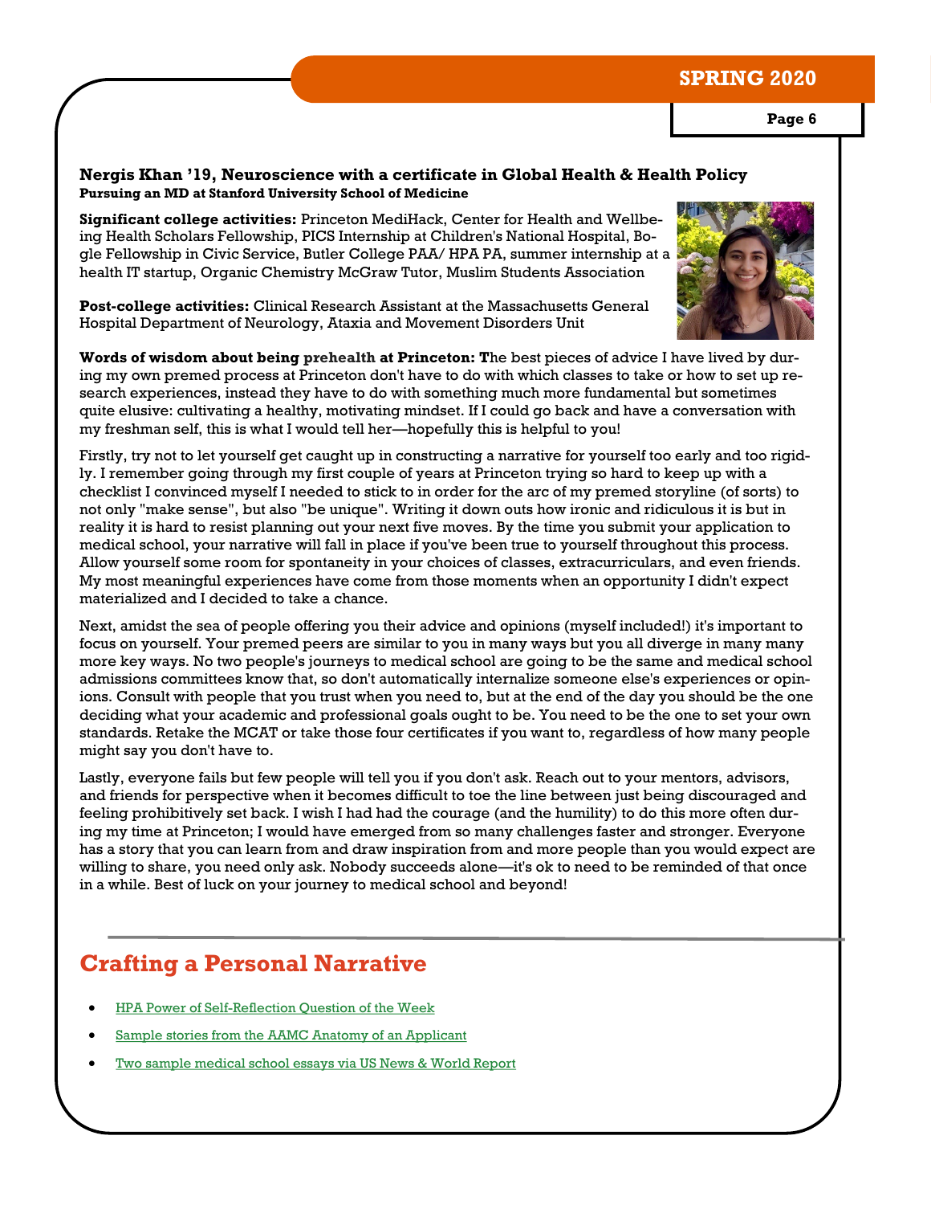### Nergis Khan ’19, Neuroscience with a certificate in Global Health & Health Policy

**Pursuing an MD at Stanford University School of Medicine**

**Significant college activities:** Princeton MediHack, Center for Health and Wellbeing Health Scholars Fellowship, PICS Internship at Children's National Hospital, Bogle Fellowship in Civic Service, Butler College PAA/ HPA PA, summer internship at a health IT startup, Organic Chemistry McGraw Tutor, Muslim Students Association

**Post-college activities:** Clinical Research Assistant at the Massachusetts General Hospital Department of Neurology, Ataxia and Movement Disorders Unit

**Words of wisdom about being prehealth at Princeton: T**he best pieces of advice I have lived by during my own premed process at Princeton don't have to do with which classes to take or how to set up research experiences, instead they have to do with something much more fundamental but sometimes quite elusive: cultivating a healthy, motivating mindset. If I could go back and have a conversation with my freshman self, this is what I would tell her—hopefully this is helpful to you!

Firstly, try not to let yourself get caught up in constructing a narrative for yourself too early and too rigidly. I remember going through my first couple of years at Princeton trying so hard to keep up with a checklist I convinced myself I needed to stick to in order for the arc of my premed storyline (of sorts) to not only "make sense", but also "be unique". Writing it down outs how ironic and ridiculous it is but in reality it is hard to resist planning out your next five moves. By the time you submit your application to medical school, your narrative will fall in place if you've been true to yourself throughout this process. Allow yourself some room for spontaneity in your choices of classes, extracurriculars, and even friends. My most meaningful experiences have come from those moments when an opportunity I didn't expect materialized and I decided to take a chance.

Next, amidst the sea of people offering you their advice and opinions (myself included!) it's important to focus on yourself. Your premed peers are similar to you in many ways but you all diverge in many many more key ways. No two people's journeys to medical school are going to be the same and medical school admissions committees know that, so don't automatically internalize someone else's experiences or opinions. Consult with people that you trust when you need to, but at the end of the day you should be the one deciding what your academic and professional goals ought to be. You need to be the one to set your own standards. Retake the MCAT or take those four certificates if you want to, regardless of how many people might say you don't have to.

Lastly, everyone fails but few people will tell you if you don't ask. Reach out to your mentors, advisors, and friends for perspective when it becomes difficult to toe the line between just being discouraged and feeling prohibitively set back. I wish I had had the courage (and the humility) to do this more often during my time at Princeton; I would have emerged from so many challenges faster and stronger. Everyone has a story that you can learn from and draw inspiration from and more people than you would expect are willing to share, you need only ask. Nobody succeeds alone—it's ok to need to be reminded of that once in a while. Best of luck on your journey to medical school and beyond!

## Crafting a Personal Narrative

- HPA Power of Self-Reflection Question of the Week
- Sample stories from the AAMC Anatomy of an Applicant
- Two sample medical school essays via US News & World Report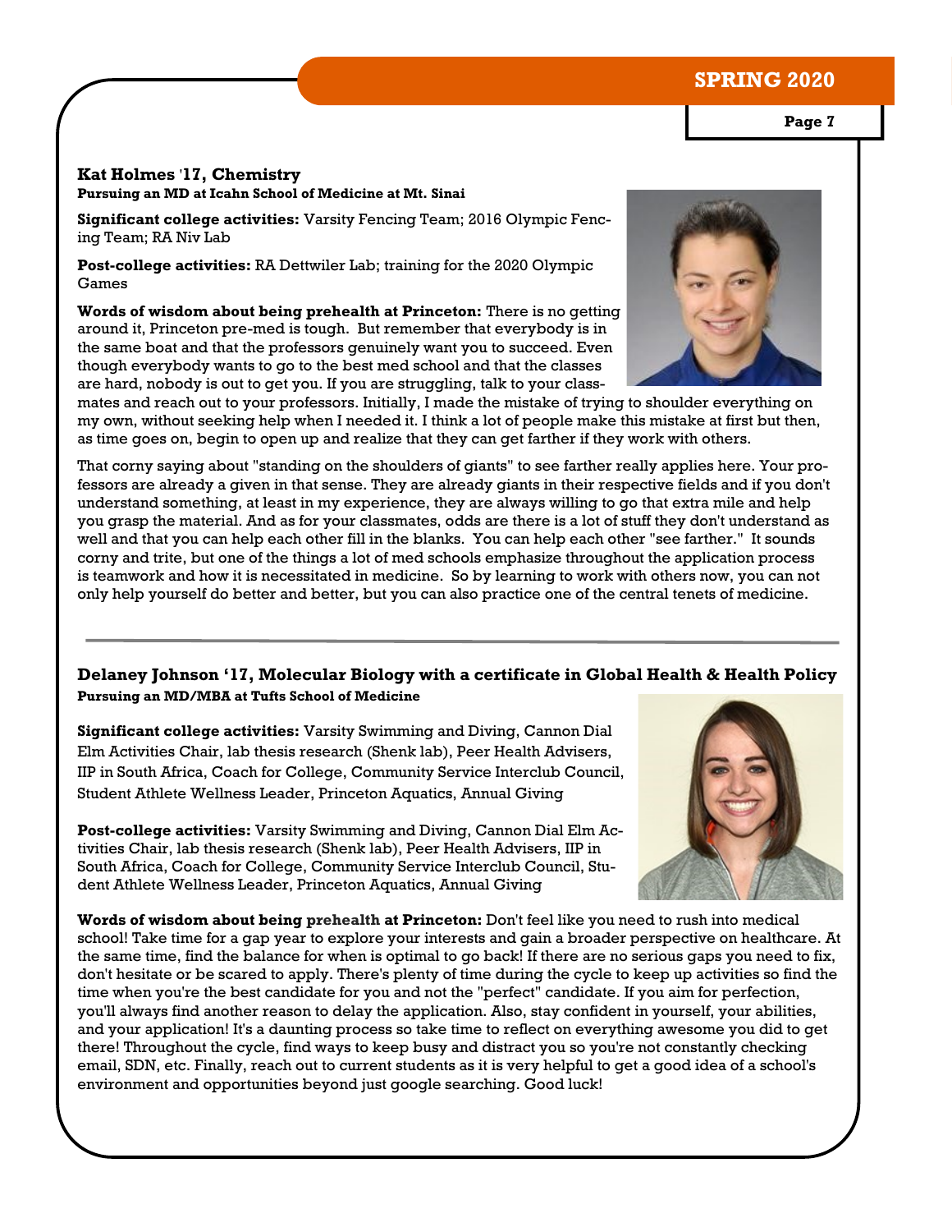### Kat Holmes '17, Chemistry

**Pursuing an MD at Icahn School of Medicine at Mt. Sinai**

**Significant college activities:** Varsity Fencing Team; 2016 Olympic Fencing Team; RA Niv Lab

**Post-college activities:** RA Dettwiler Lab; training for the 2020 Olympic Games

**Words of wisdom about being prehealth at Princeton:** There is no getting around it, Princeton pre-med is tough. But remember that everybody is in the same boat and that the professors genuinely want you to succeed. Even though everybody wants to go to the best med school and that the classes are hard, nobody is out to get you. If you are struggling, talk to your classmates and reach out to your professors. Initially, I made the mistake of trying to shoulder everything on my own, without seeking help when I needed it. I think a lot of people make this mistake at first but then, as time goes on, begin to open up and realize that they can get farther if they work with others.

That corny saying about "standing on the shoulders of giants" to see farther really applies here. Your professors are already a given in that sense. They are already giants in their respective fields and if you don't understand something, at least in my experience, they are always willing to go that extra mile and help you grasp the material. And as for your classmates, odds are there is a lot of stuff they don't understand as well and that you can help each other fill in the blanks. You can help each other "see farther." It sounds corny and trite, but one of the things a lot of med schools emphasize throughout the application process is teamwork and how it is necessitated in medicine. So by learning to work with others now, you can not only help yourself do better and better, but you can also practice one of the central tenets of medicine.

---

### Delaney Johnson '17, Molecular Biology with a certificate in Global Health & Health Policy

**Pursuing an MD/MBA at Tufts School of Medicine**

**Significant college activities:** Varsity Swimming and Diving, Cannon Dial Elm Activities Chair, lab thesis research (Shenk lab), Peer Health Advisers, IIP in South Africa, Coach for College, Community Service Interclub Council, Student Athlete Wellness Leader, Princeton Aquatics, Annual Giving

**Post-college activities:** Varsity Swimming and Diving, Cannon Dial Elm Activities Chair, lab thesis research (Shenk lab), Peer Health Advisers, IIP in South Africa, Coach for College, Community Service Interclub Council, Student Athlete Wellness Leader, Princeton Aquatics, Annual Giving

**Words of wisdom about being prehealth at Princeton:** Don't feel like you need to rush into medical school! Take time for a gap year to explore your interests and gain a broader perspective on healthcare. At the same time, find the balance for when is optimal to go back! If there are no serious gaps you need to fix, don't hesitate or be scared to apply. There's plenty of time during the cycle to keep up activities so find the time when you're the best candidate for you and not the "perfect" candidate. If you aim for perfection, you'll always find another reason to delay the application. Also, stay confident in yourself, your abilities, and your application! It's a daunting process so take time to reflect on everything awesome you did to get there! Throughout the cycle, find ways to keep busy and distract you so you're not constantly checking email, SDN, etc. Finally, reach out to current students as it is very helpful to get a good idea of a school's environment and opportunities beyond just google searching. Good luck!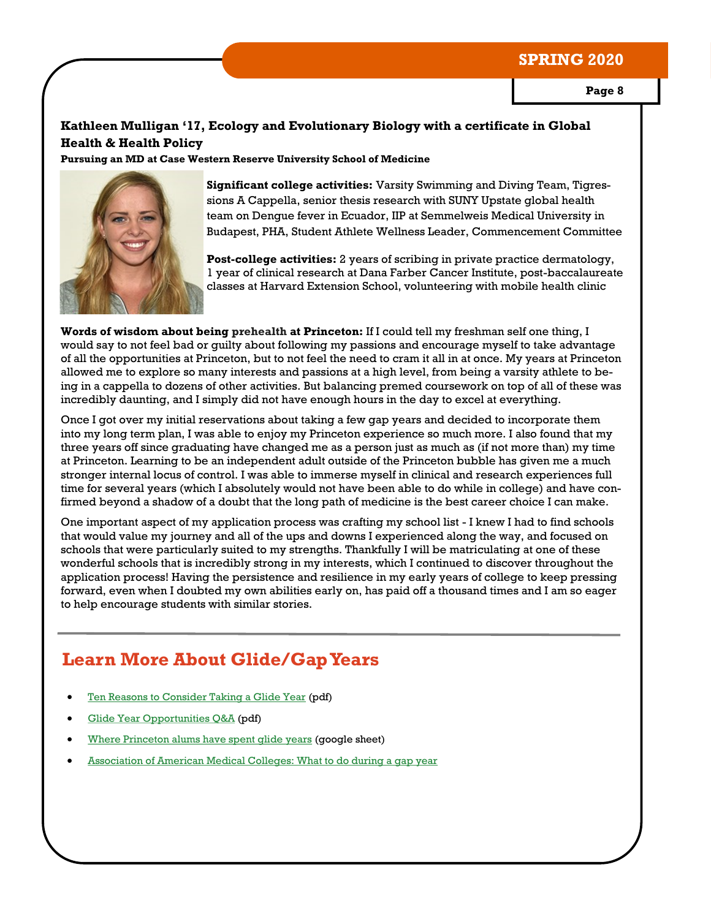**Kathleen Mulligan '17, Ecology and Evolutionary Biology with a certificate in Global Health & Health Policy**

**Pursuing an MD at Case Western Reserve University School of Medicine**

**Significant college activities:** Varsity Swimming and Diving Team, Tigressions A Cappella, senior thesis research with SUNY Upstate global health team on Dengue fever in Ecuador, IIP at Semmelweis Medical University in Budapest, PHA, Student Athlete Wellness Leader, Commencement Committee

**Post-college activities:** 2 years of scribing in private practice dermatology, 1 year of clinical research at Dana Farber Cancer Institute, post-baccalaureate classes at Harvard Extension School, volunteering with mobile health clinic

**Words of wisdom about being prehealth at Princeton:** If I could tell my freshman self one thing, I would say to not feel bad or guilty about following my passions and encourage myself to take advantage of all the opportunities at Princeton, but to not feel the need to cram it all in at once. My years at Princeton allowed me to explore so many interests and passions at a high level, from being a varsity athlete to being in a cappella to dozens of other activities. But balancing premed coursework on top of all of these was incredibly daunting, and I simply did not have enough hours in the day to excel at everything.

Once I got over my initial reservations about taking a few gap years and decided to incorporate them into my long term plan, I was able to enjoy my Princeton experience so much more. I also found that my three years off since graduating have changed me as a person just as much as (if not more than) my time at Princeton. Learning to be an independent adult outside of the Princeton bubble has given me a much stronger internal locus of control. I was able to immerse myself in clinical and research experiences full time for several years (which I absolutely would not have been able to do while in college) and have confirmed beyond a shadow of a doubt that the long path of medicine is the best career choice I can make.

One important aspect of my application process was crafting my school list - I knew I had to find schools that would value my journey and all of the ups and downs I experienced along the way, and focused on schools that were particularly suited to my strengths. Thankfully I will be matriculating at one of these wonderful schools that is incredibly strong in my interests, which I continued to discover throughout the application process! Having the persistence and resilience in my early years of college to keep pressing forward, even when I doubted my own abilities early on, has paid off a thousand times and I am so eager to help encourage students with similar stories.

---

## Learn More About Glide/Gap Years

- Ten Reasons to Consider Taking a Glide Year (pdf)
- Glide Year Opportunities Q&A (pdf)
- Where Princeton alums have spent glide years (google sheet)
- Association of American Medical Colleges: What to do during a gap year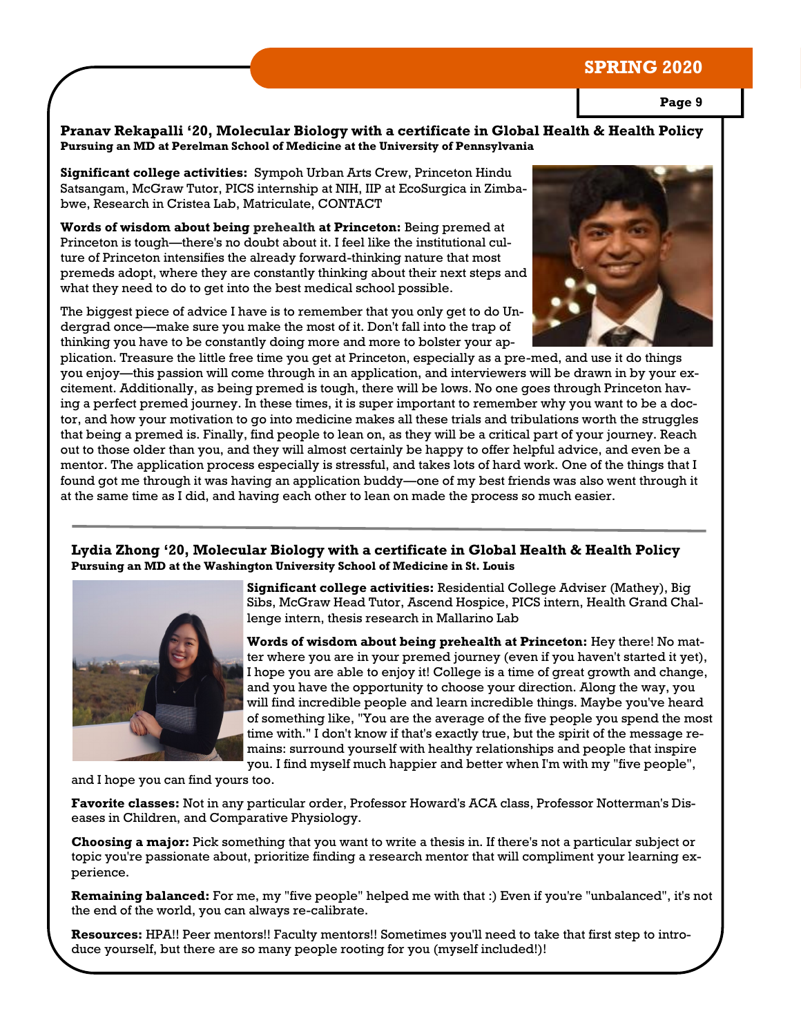### Pranav Rekapalli '20, Molecular Biology with a certificate in Global Health & Health Policy

**Pursuing an MD at Perelman School of Medicine at the University of Pennsylvania**

**Significant college activities:** Sympoh Urban Arts Crew, Princeton Hindu Satsangam, McGraw Tutor, PICS internship at NIH, IIP at EcoSurgica in Zimbabwe, Research in Cristea Lab, Matriculate, CONTACT

**Words of wisdom about being prehealth at Princeton:** Being premed at Princeton is tough—there's no doubt about it. I feel like the institutional culture of Princeton intensifies the already forward-thinking nature that most premeds adopt, where they are constantly thinking about their next steps and what they need to do to get into the best medical school possible.

The biggest piece of advice I have is to remember that you only get to do Undergrad once—make sure you make the most of it. Don't fall into the trap of thinking you have to be constantly doing more and more to bolster your application. Treasure the little free time you get at Princeton, especially as a pre-med, and use it do things you enjoy—this passion will come through in an application, and interviewers will be drawn in by your excitement. Additionally, as being premed is tough, there will be lows. No one goes through Princeton having a perfect premed journey. In these times, it is super important to remember why you want to be a doctor, and how your motivation to go into medicine makes all these trials and tribulations worth the struggles that being a premed is. Finally, find people to lean on, as they will be a critical part of your journey. Reach out to those older than you, and they will almost certainly be happy to offer helpful advice, and even be a mentor. The application process especially is stressful, and takes lots of hard work. One of the things that I found got me through it was having an application buddy—one of my best friends was also went through it at the same time as I did, and having each other to lean on made the process so much easier.

---

### Lydia Zhong '20, Molecular Biology with a certificate in Global Health & Health Policy

**Pursuing an MD at the Washington University School of Medicine in St. Louis**

**Significant college activities:** Residential College Adviser (Mathey), Big Sibs, McGraw Head Tutor, Ascend Hospice, PICS intern, Health Grand Challenge intern, thesis research in Mallarino Lab

**Words of wisdom about being prehealth at Princeton:** Hey there! No matter where you are in your premed journey (even if you haven't started it yet), I hope you are able to enjoy it! College is a time of great growth and change, and you have the opportunity to choose your direction. Along the way, you will find incredible people and learn incredible things. Maybe you've heard of something like, "You are the average of the five people you spend the most time with." I don't know if that's exactly true, but the spirit of the message remains: surround yourself with healthy relationships and people that inspire you. I find myself much happier and better when I'm with my "five people", and I hope you can find yours too.

**Favorite classes:** Not in any particular order, Professor Howard's ACA class, Professor Notterman's Diseases in Children, and Comparative Physiology.

**Choosing a major:** Pick something that you want to write a thesis in. If there's not a particular subject or topic you're passionate about, prioritize finding a research mentor that will compliment your learning experience.

**Remaining balanced:** For me, my "five people" helped me with that :) Even if you're "unbalanced", it's not the end of the world, you can always re-calibrate.

**Resources:** HPA!! Peer mentors!! Faculty mentors!! Sometimes you'll need to take that first step to introduce yourself, but there are so many people rooting for you (myself included!)!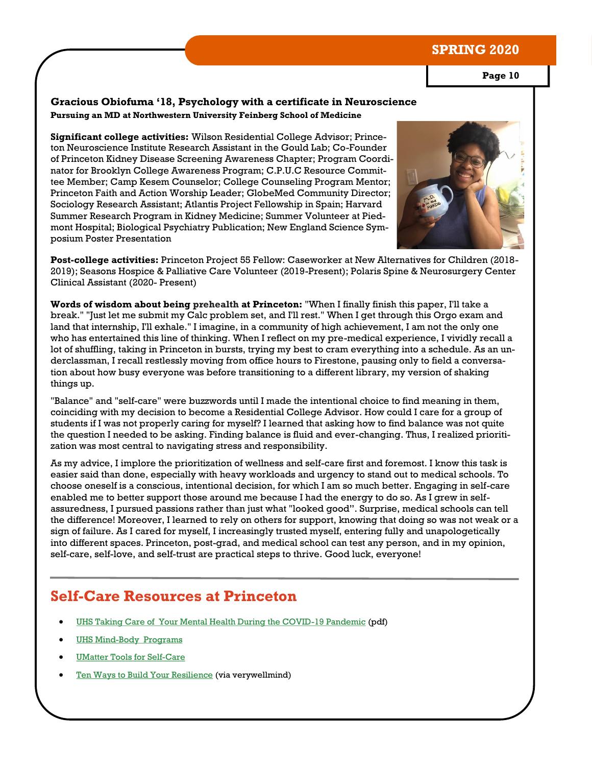### Gracious Obiofuma '18, Psychology with a certificate in Neuroscience

**Pursuing an MD at Northwestern University Feinberg School of Medicine**

**Significant college activities:** Wilson Residential College Advisor; Princeton Neuroscience Institute Research Assistant in the Gould Lab; Co-Founder of Princeton Kidney Disease Screening Awareness Chapter; Program Coordinator for Brooklyn College Awareness Program; C.P.U.C Resource Committee Member; Camp Kesem Counselor; College Counseling Program Mentor; Princeton Faith and Action Worship Leader; GlobeMed Community Director; Sociology Research Assistant; Atlantis Project Fellowship in Spain; Harvard Summer Research Program in Kidney Medicine; Summer Volunteer at Piedmont Hospital; Biological Psychiatry Publication; New England Science Symposium Poster Presentation

**Post-college activities:** Princeton Project 55 Fellow: Caseworker at New Alternatives for Children (2018-2019); Seasons Hospice & Palliative Care Volunteer (2019-Present); Polaris Spine & Neurosurgery Center Clinical Assistant (2020- Present)

**Words of wisdom about being prehealth at Princeton:** "When I finally finish this paper, I'll take a break." "Just let me submit my Calc problem set, and I'll rest." When I get through this Orgo exam and land that internship, I'll exhale." I imagine, in a community of high achievement, I am not the only one who has entertained this line of thinking. When I reflect on my pre-medical experience, I vividly recall a lot of shuffling, taking in Princeton in bursts, trying my best to cram everything into a schedule. As an underclassman, I recall restlessly moving from office hours to Firestone, pausing only to field a conversation about how busy everyone was before transitioning to a different library, my version of shaking things up.

"Balance" and "self-care" were buzzwords until I made the intentional choice to find meaning in them, coinciding with my decision to become a Residential College Advisor. How could I care for a group of students if I was not properly caring for myself? I learned that asking how to find balance was not quite the question I needed to be asking. Finding balance is fluid and ever-changing. Thus, I realized prioritization was most central to navigating stress and responsibility.

As my advice, I implore the prioritization of wellness and self-care first and foremost. I know this task is easier said than done, especially with heavy workloads and urgency to stand out to medical schools. To choose oneself is a conscious, intentional decision, for which I am so much better. Engaging in self-care enabled me to better support those around me because I had the energy to do so. As I grew in self-assuredness, I pursued passions rather than just what "looked good". Surprise, medical schools can tell the difference! Moreover, I learned to rely on others for support, knowing that doing so was not weak or a sign of failure. As I cared for myself, I increasingly trusted myself, entering fully and unapologetically into different spaces. Princeton, post-grad, and medical school can test any person, and in my opinion, self-care, self-love, and self-trust are practical steps to thrive. Good luck, everyone!

## Self-Care Resources at Princeton

- UHS Taking Care of Your Mental Health During the COVID-19 Pandemic (pdf)
- UHS Mind-Body Programs
- UMatter Tools for Self-Care
- Ten Ways to Build Your Resilience (via verywellmind)